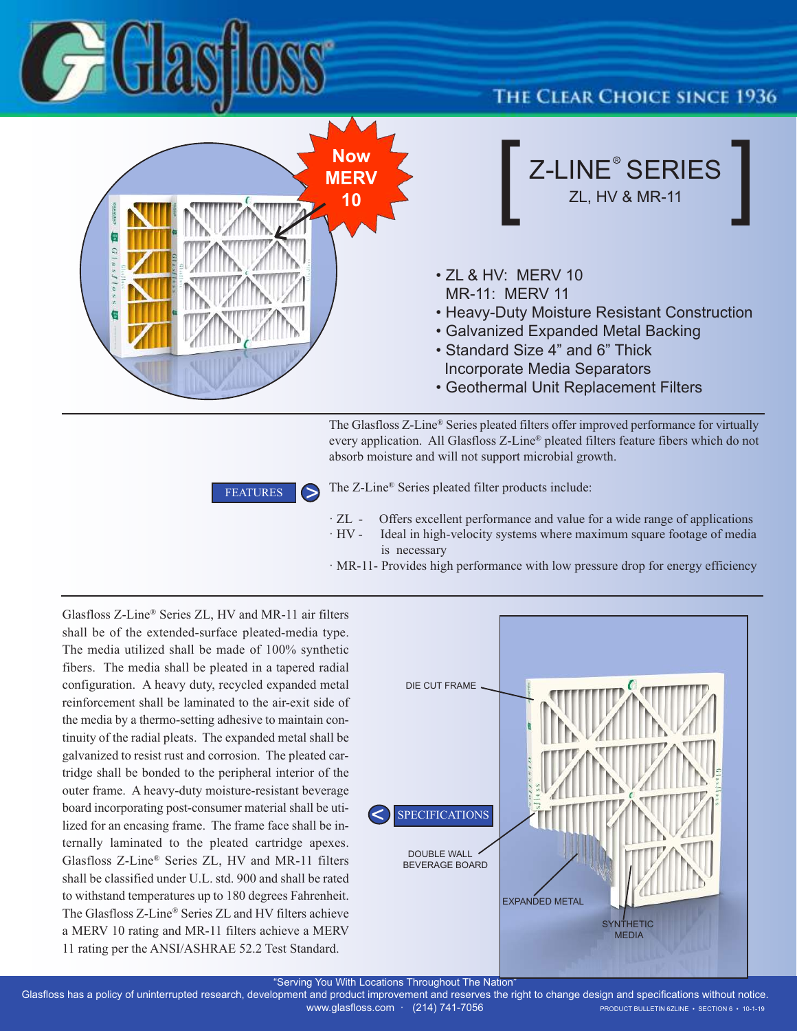# Glasfloss

THE CLEAR CHOICE SINCE 1936

Now MERV 10

# Z-LINE® SERIES

## ZL, HV & MR-11

- ZL & HV: MERV 10
  MR-11: MERV 11
- Heavy-Duty Moisture Resistant Construction
- Galvanized Expanded Metal Backing
- Standard Size 4" and 6" Thick
  Incorporate Media Separators
- Geothermal Unit Replacement Filters

---

The Glasfloss Z-Line® Series pleated filters offer improved performance for virtually every application. All Glasfloss Z-Line® pleated filters feature fibers which do not absorb moisture and will not support microbial growth.

### FEATURES

The Z-Line® Series pleated filter products include:

- ZL - Offers excellent performance and value for a wide range of applications
- HV - Ideal in high-velocity systems where maximum square footage of media is necessary
- MR-11- Provides high performance with low pressure drop for energy efficiency

---

### SPECIFICATIONS

Glasfloss Z-Line® Series ZL, HV and MR-11 air filters shall be of the extended-surface pleated-media type. The media utilized shall be made of 100% synthetic fibers. The media shall be pleated in a tapered radial configuration. A heavy duty, recycled expanded metal reinforcement shall be laminated to the air-exit side of the media by a thermo-setting adhesive to maintain continuity of the radial pleats. The expanded metal shall be galvanized to resist rust and corrosion. The pleated cartridge shall be bonded to the peripheral interior of the outer frame. A heavy-duty moisture-resistant beverage board incorporating post-consumer material shall be utilized for an encasing frame. The frame face shall be internally laminated to the pleated cartridge apexes. Glasfloss Z-Line® Series ZL, HV and MR-11 filters shall be classified under U.L. std. 900 and shall be rated to withstand temperatures up to 180 degrees Fahrenheit. The Glasfloss Z-Line® Series ZL and HV filters achieve a MERV 10 rating and MR-11 filters achieve a MERV 11 rating per the ANSI/ASHRAE 52.2 Test Standard.

DIE CUT FRAME

DOUBLE WALL BEVERAGE BOARD

EXPANDED METAL

SYNTHETIC MEDIA

"Serving You With Locations Throughout The Nation"

Glasfloss has a policy of uninterrupted research, development and product improvement and reserves the right to change design and specifications without notice.

www.glasfloss.com · (214) 741-7056

PRODUCT BULLETIN 6ZLINE • SECTION 6 • 10-1-19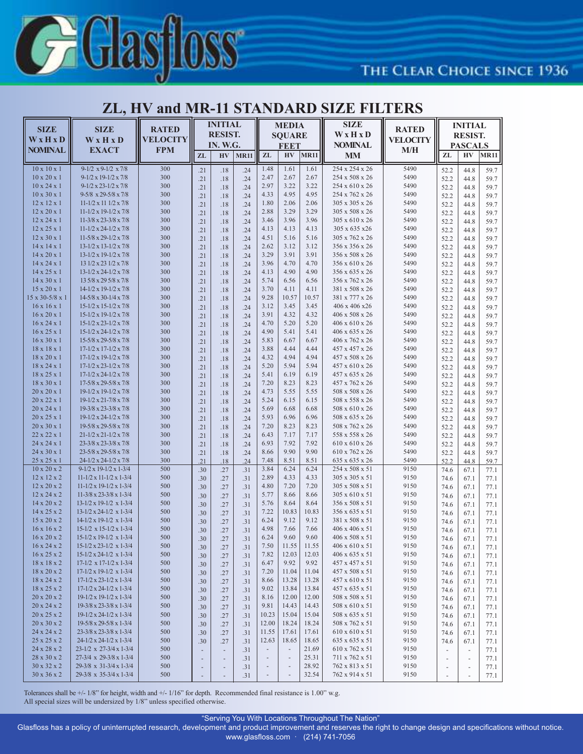# ZL, HV and MR-11 STANDARD SIZE FILTERS

| SIZE W x H x D NOMINAL | SIZE W x H x D EXACT | RATED VELOCITY FPM | INITIAL RESIST. IN. W.G. | | | MEDIA SQUARE FEET | | | SIZE W x H x D NOMINAL MM | RATED VELOCITY M/H | INITIAL RESIST. PASCALS | | |
|---|---|---|---|---|---|---|---|---|---|---|---|---|---|
| | | | ZL | HV | MR11 | ZL | HV | MR11 | | | ZL | HV | MR11 |
| 10 x 10 x 1 | 9-1/2 x 9-1/2 x 7/8 | 300 | .21 | .18 | .24 | 1.48 | 1.61 | 1.61 | 254 x 254 x 26 | 5490 | 52.2 | 44.8 | 59.7 |
| 10 x 20 x 1 | 9-1/2 x 19-1/2 x 7/8 | 300 | .21 | .18 | .24 | 2.47 | 2.67 | 2.67 | 254 x 508 x 26 | 5490 | 52.2 | 44.8 | 59.7 |
| 10 x 24 x 1 | 9-1/2 x 23-1/2 x 7/8 | 300 | .21 | .18 | .24 | 2.97 | 3.22 | 3.22 | 254 x 610 x 26 | 5490 | 52.2 | 44.8 | 59.7 |
| 10 x 30 x 1 | 9-5/8 x 29-5/8 x 7/8 | 300 | .21 | .18 | .24 | 4.33 | 4.95 | 4.95 | 254 x 762 x 26 | 5490 | 52.2 | 44.8 | 59.7 |
| 12 x 12 x 1 | 11-1/2 x 11 1/2 x 7/8 | 300 | .21 | .18 | .24 | 1.80 | 2.06 | 2.06 | 305 x 305 x 26 | 5490 | 52.2 | 44.8 | 59.7 |
| 12 x 20 x 1 | 11-1/2 x 19-1/2 x 7/8 | 300 | .21 | .18 | .24 | 2.88 | 3.29 | 3.29 | 305 x 508 x 26 | 5490 | 52.2 | 44.8 | 59.7 |
| 12 x 24 x 1 | 11-3/8 x 23-3/8 x 7/8 | 300 | .21 | .18 | .24 | 3.46 | 3.96 | 3.96 | 305 x 610 x 26 | 5490 | 52.2 | 44.8 | 59.7 |
| 12 x 25 x 1 | 11-1/2 x 24-1/2 x 7/8 | 300 | .21 | .18 | .24 | 4.13 | 4.13 | 4.13 | 305 x 635 x26 | 5490 | 52.2 | 44.8 | 59.7 |
| 12 x 30 x 1 | 11-5/8 x 29-1/2 x 7/8 | 300 | .21 | .18 | .24 | 4.51 | 5.16 | 5.16 | 305 x 762 x 26 | 5490 | 52.2 | 44.8 | 59.7 |
| 14 x 14 x 1 | 13-1/2 x 13-1/2 x 7/8 | 300 | .21 | .18 | .24 | 2.62 | 3.12 | 3.12 | 356 x 356 x 26 | 5490 | 52.2 | 44.8 | 59.7 |
| 14 x 20 x 1 | 13-1/2 x 19-1/2 x 7/8 | 300 | .21 | .18 | .24 | 3.29 | 3.91 | 3.91 | 356 x 508 x 26 | 5490 | 52.2 | 44.8 | 59.7 |
| 14 x 24 x 1 | 13 1/2 x 23 1/2 x 7/8 | 300 | .21 | .18 | .24 | 3.96 | 4.70 | 4.70 | 356 x 610 x 26 | 5490 | 52.2 | 44.8 | 59.7 |
| 14 x 25 x 1 | 13-1/2 x 24-1/2 x 7/8 | 300 | .21 | .18 | .24 | 4.13 | 4.90 | 4.90 | 356 x 635 x 26 | 5490 | 52.2 | 44.8 | 59.7 |
| 14 x 30 x 1 | 13 5/8 x 29 5/8 x 7/8 | 300 | .21 | .18 | .24 | 5.74 | 6.56 | 6.56 | 356 x 762 x 26 | 5490 | 52.2 | 44.8 | 59.7 |
| 15 x 20 x 1 | 14-1/2 x 19-1/2 x 7/8 | 300 | .21 | .18 | .24 | 3.70 | 4.11 | 4.11 | 381 x 508 x 26 | 5490 | 52.2 | 44.8 | 59.7 |
| 15 x 30-5/8 x 1 | 14-5/8 x 30-1/4 x 7/8 | 300 | .21 | .18 | .24 | 9.28 | 10.57 | 10.57 | 381 x 777 x 26 | 5490 | 52.2 | 44.8 | 59.7 |
| 16 x 16 x 1 | 15-1/2 x 15-1/2 x 7/8 | 300 | .21 | .18 | .24 | 3.12 | 3.45 | 3.45 | 406 x 406 x26 | 5490 | 52.2 | 44.8 | 59.7 |
| 16 x 20 x 1 | 15-1/2 x 19-1/2 x 7/8 | 300 | .21 | .18 | .24 | 3.91 | 4.32 | 4.32 | 406 x 508 x 26 | 5490 | 52.2 | 44.8 | 59.7 |
| 16 x 24 x 1 | 15-1/2 x 23-1/2 x 7/8 | 300 | .21 | .18 | .24 | 4.70 | 5.20 | 5.20 | 406 x 610 x 26 | 5490 | 52.2 | 44.8 | 59.7 |
| 16 x 25 x 1 | 15-1/2 x 24-1/2 x 7/8 | 300 | .21 | .18 | .24 | 4.90 | 5.41 | 5.41 | 406 x 635 x 26 | 5490 | 52.2 | 44.8 | 59.7 |
| 16 x 30 x 1 | 15-5/8 x 29-5/8 x 7/8 | 300 | .21 | .18 | .24 | 5.83 | 6.67 | 6.67 | 406 x 762 x 26 | 5490 | 52.2 | 44.8 | 59.7 |
| 18 x 18 x 1 | 17-1/2 x 17-1/2 x 7/8 | 300 | .21 | .18 | .24 | 3.88 | 4.44 | 4.44 | 457 x 457 x 26 | 5490 | 52.2 | 44.8 | 59.7 |
| 18 x 20 x 1 | 17-1/2 x 19-1/2 x 7/8 | 300 | .21 | .18 | .24 | 4.32 | 4.94 | 4.94 | 457 x 508 x 26 | 5490 | 52.2 | 44.8 | 59.7 |
| 18 x 24 x 1 | 17-1/2 x 23-1/2 x 7/8 | 300 | .21 | .18 | .24 | 5.20 | 5.94 | 5.94 | 457 x 610 x 26 | 5490 | 52.2 | 44.8 | 59.7 |
| 18 x 25 x 1 | 17-1/2 x 24-1/2 x 7/8 | 300 | .21 | .18 | .24 | 5.41 | 6.19 | 6.19 | 457 x 635 x 26 | 5490 | 52.2 | 44.8 | 59.7 |
| 18 x 30 x 1 | 17-5/8 x 29-5/8 x 7/8 | 300 | .21 | .18 | .24 | 7.20 | 8.23 | 8.23 | 457 x 762 x 26 | 5490 | 52.2 | 44.8 | 59.7 |
| 20 x 20 x 1 | 19-1/2 x 19-1/2 x 7/8 | 300 | .21 | .18 | .24 | 4.73 | 5.55 | 5.55 | 508 x 508 x 26 | 5490 | 52.2 | 44.8 | 59.7 |
| 20 x 22 x 1 | 19-1/2 x 21-7/8 x 7/8 | 300 | .21 | .18 | .24 | 5.24 | 6.15 | 6.15 | 508 x 558 x 26 | 5490 | 52.2 | 44.8 | 59.7 |
| 20 x 24 x 1 | 19-3/8 x 23-3/8 x 7/8 | 300 | .21 | .18 | .24 | 5.69 | 6.68 | 6.68 | 508 x 610 x 26 | 5490 | 52.2 | 44.8 | 59.7 |
| 20 x 25 x 1 | 19-1/2 x 24-1/2 x 7/8 | 300 | .21 | .18 | .24 | 5.93 | 6.96 | 6.96 | 508 x 635 x 26 | 5490 | 52.2 | 44.8 | 59.7 |
| 20 x 30 x 1 | 19-5/8 x 29-5/8 x 7/8 | 300 | .21 | .18 | .24 | 7.20 | 8.23 | 8.23 | 508 x 762 x 26 | 5490 | 52.2 | 44.8 | 59.7 |
| 22 x 22 x 1 | 21-1/2 x 21-1/2 x 7/8 | 300 | .21 | .18 | .24 | 6.43 | 7.17 | 7.17 | 558 x 558 x 26 | 5490 | 52.2 | 44.8 | 59.7 |
| 24 x 24 x 1 | 23-3/8 x 23-3/8 x 7/8 | 300 | .21 | .18 | .24 | 6.93 | 7.92 | 7.92 | 610 x 610 x 26 | 5490 | 52.2 | 44.8 | 59.7 |
| 24 x 30 x 1 | 23-5/8 x 29-5/8 x 7/8 | 300 | .21 | .18 | .24 | 8.66 | 9.90 | 9.90 | 610 x 762 x 26 | 5490 | 52.2 | 44.8 | 59.7 |
| 25 x 25 x 1 | 24-1/2 x 24-1/2 x 7/8 | 300 | .21 | .18 | .24 | 7.48 | 8.51 | 8.51 | 635 x 635 x 26 | 5490 | 52.2 | 44.8 | 59.7 |
| 10 x 20 x 2 | 9-1/2 x 19-1/2 x 1-3/4 | 500 | .30 | .27 | .31 | 3.84 | 6.24 | 6.24 | 254 x 508 x 51 | 9150 | 74.6 | 67.1 | 77.1 |
| 12 x 12 x 2 | 11-1/2 x 11-1/2 x 1-3/4 | 500 | .30 | .27 | .31 | 2.89 | 4.33 | 4.33 | 305 x 305 x 51 | 9150 | 74.6 | 67.1 | 77.1 |
| 12 x 20 x 2 | 11-1/2 x 19-1/2 x 1-3/4 | 500 | .30 | .27 | .31 | 4.80 | 7.20 | 7.20 | 305 x 508 x 51 | 9150 | 74.6 | 67.1 | 77.1 |
| 12 x 24 x 2 | 11-3/8 x 23-3/8 x 1-3/4 | 500 | .30 | .27 | .31 | 5.77 | 8.66 | 8.66 | 305 x 610 x 51 | 9150 | 74.6 | 67.1 | 77.1 |
| 14 x 20 x 2 | 13-1/2 x 19-1/2 x 1-3/4 | 500 | .30 | .27 | .31 | 5.76 | 8.64 | 8.64 | 356 x 508 x 51 | 9150 | 74.6 | 67.1 | 77.1 |
| 14 x 25 x 2 | 13-1/2 x 24-1/2 x 1-3/4 | 500 | .30 | .27 | .31 | 7.22 | 10.83 | 10.83 | 356 x 635 x 51 | 9150 | 74.6 | 67.1 | 77.1 |
| 15 x 20 x 2 | 14-1/2 x 19-1/2 x 1-3/4 | 500 | .30 | .27 | .31 | 6.24 | 9.12 | 9.12 | 381 x 508 x 51 | 9150 | 74.6 | 67.1 | 77.1 |
| 16 x 16 x 2 | 15-1/2 x 15-1/2 x 1-3/4 | 500 | .30 | .27 | .31 | 4.98 | 7.66 | 7.66 | 406 x 406 x 51 | 9150 | 74.6 | 67.1 | 77.1 |
| 16 x 20 x 2 | 15-1/2 x 19-1/2 x 1-3/4 | 500 | .30 | .27 | .31 | 6.24 | 9.60 | 9.60 | 406 x 508 x 51 | 9150 | 74.6 | 67.1 | 77.1 |
| 16 x 24 x 2 | 15-1/2 x 23-1/2 x 1-3/4 | 500 | .30 | .27 | .31 | 7.50 | 11.55 | 11.55 | 406 x 610 x 51 | 9150 | 74.6 | 67.1 | 77.1 |
| 16 x 25 x 2 | 15-1/2 x 24-1/2 x 1-3/4 | 500 | .30 | .27 | .31 | 7.82 | 12.03 | 12.03 | 406 x 635 x 51 | 9150 | 74.6 | 67.1 | 77.1 |
| 18 x 18 x 2 | 17-1/2 x 17-1/2 x 1-3/4 | 500 | .30 | .27 | .31 | 6.47 | 9.92 | 9.92 | 457 x 457 x 51 | 9150 | 74.6 | 67.1 | 77.1 |
| 18 x 20 x 2 | 17-1/2 x 19-1/2 x 1-3/4 | 500 | .30 | .27 | .31 | 7.20 | 11.04 | 11.04 | 457 x 508 x 51 | 9150 | 74.6 | 67.1 | 77.1 |
| 18 x 24 x 2 | 17-1/2 x 23-1/2 x 1-3/4 | 500 | .30 | .27 | .31 | 8.66 | 13.28 | 13.28 | 457 x 610 x 51 | 9150 | 74.6 | 67.1 | 77.1 |
| 18 x 25 x 2 | 17-1/2 x 24-1/2 x 1-3/4 | 500 | .30 | .27 | .31 | 9.02 | 13.84 | 13.84 | 457 x 635 x 51 | 9150 | 74.6 | 67.1 | 77.1 |
| 20 x 20 x 2 | 19-1/2 x 19-1/2 x 1-3/4 | 500 | .30 | .27 | .31 | 8.16 | 12.00 | 12.00 | 508 x 508 x 51 | 9150 | 74.6 | 67.1 | 77.1 |
| 20 x 24 x 2 | 19-3/8 x 23-3/8 x 1-3/4 | 500 | .30 | .27 | .31 | 9.81 | 14.43 | 14.43 | 508 x 610 x 51 | 9150 | 74.6 | 67.1 | 77.1 |
| 20 x 25 x 2 | 19-1/2 x 24-1/2 x 1-3/4 | 500 | .30 | .27 | .31 | 10.23 | 15.04 | 15.04 | 508 x 635 x 51 | 9150 | 74.6 | 67.1 | 77.1 |
| 20 x 30 x 2 | 19-5/8 x 29-5/8 x 1-3/4 | 500 | .30 | .27 | .31 | 12.00 | 18.24 | 18.24 | 508 x 762 x 51 | 9150 | 74.6 | 67.1 | 77.1 |
| 24 x 24 x 2 | 23-3/8 x 23-3/8 x 1-3/4 | 500 | .30 | .27 | .31 | 11.55 | 17.61 | 17.61 | 610 x 610 x 51 | 9150 | 74.6 | 67.1 | 77.1 |
| 25 x 25 x 2 | 24-1/2 x 24-1/2 x 1-3/4 | 500 | .30 | .27 | .31 | 12.63 | 18.65 | 18.65 | 635 x 635 x 51 | 9150 | 74.6 | 67.1 | 77.1 |
| 24 x 28 x 2 | 23-1/2 x 27-3/4 x 1-3/4 | 500 | - | - | .31 | - | - | 21.69 | 610 x 762 x 51 | 9150 | - | - | 77.1 |
| 28 x 30 x 2 | 27-3/4 x 29-3/8 x 1-3/4 | 500 | - | - | .31 | - | - | 25.31 | 711 x 762 x 51 | 9150 | - | - | 77.1 |
| 30 x 32 x 2 | 29-3/8 x 31-3/4 x 1-3/4 | 500 | - | - | .31 | - | - | 28.92 | 762 x 813 x 51 | 9150 | - | - | 77.1 |
| 30 x 36 x 2 | 29-3/8 x 35-3/4 x 1-3/4 | 500 | - | - | .31 | - | - | 32.54 | 762 x 914 x 51 | 9150 | - | - | 77.1 |

Tolerances shall be +/- 1/8" for height, width and +/- 1/16" for depth. Recommended final resistance is 1.00" w.g.
All special sizes will be undersized by 1/8" unless specified otherwise.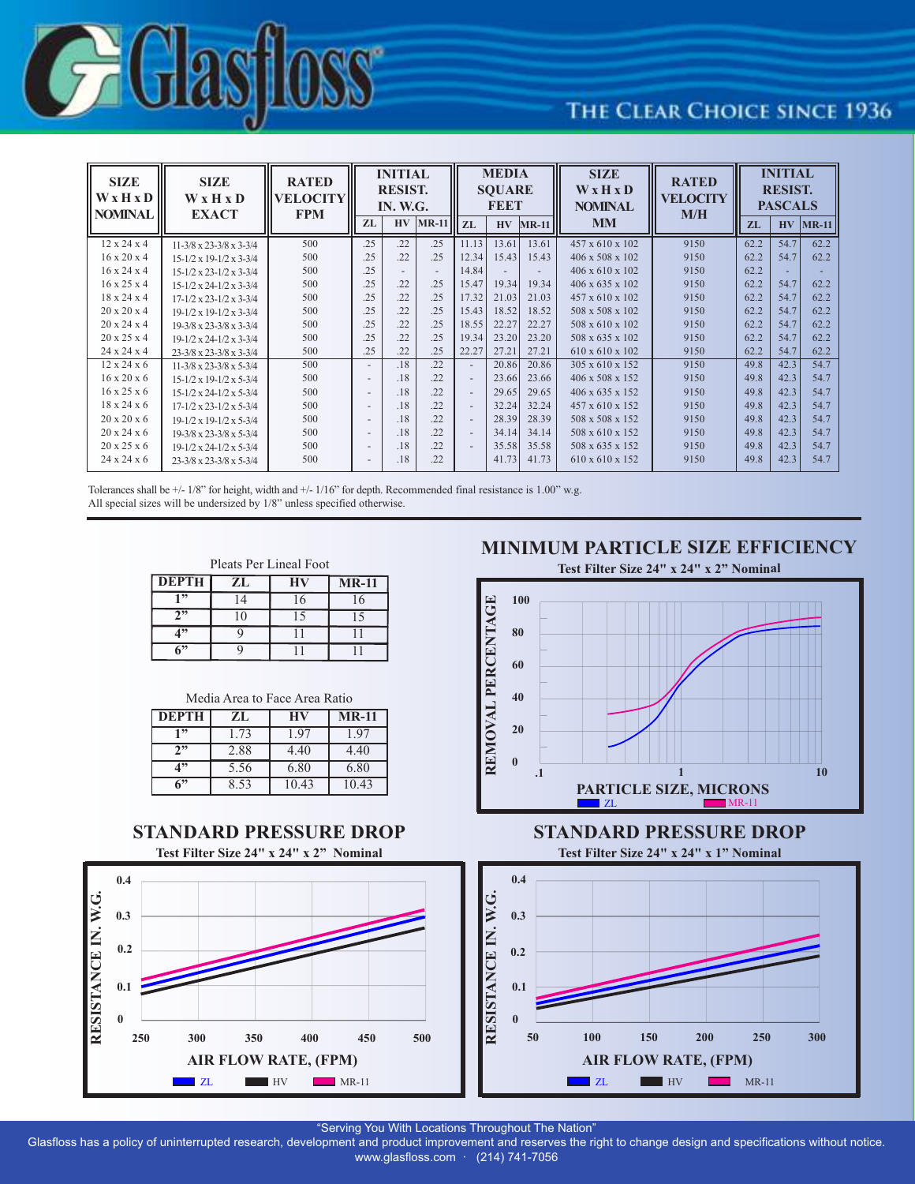# Glasfloss

THE CLEAR CHOICE SINCE 1936

| SIZE W x H x D NOMINAL | SIZE W x H x D EXACT | RATED VELOCITY FPM | INITIAL RESIST. IN. W.G. | | | MEDIA SQUARE FEET | | | SIZE W x H x D NOMINAL MM | RATED VELOCITY M/H | INITIAL RESIST. PASCALS | | |
|---|---|---|---|---|---|---|---|---|---|---|---|---|---|
| | | | ZL | HV | MR-11 | ZL | HV | MR-11 | | | ZL | HV | MR-11 |
| 12 x 24 x 4 | 11-3/8 x 23-3/8 x 3-3/4 | 500 | .25 | .22 | .25 | 11.13 | 13.61 | 13.61 | 457 x 610 x 102 | 9150 | 62.2 | 54.7 | 62.2 |
| 16 x 20 x 4 | 15-1/2 x 19-1/2 x 3-3/4 | 500 | .25 | .22 | .25 | 12.34 | 15.43 | 15.43 | 406 x 508 x 102 | 9150 | 62.2 | 54.7 | 62.2 |
| 16 x 24 x 4 | 15-1/2 x 23-1/2 x 3-3/4 | 500 | .25 | - | - | 14.84 | - | - | 406 x 610 x 102 | 9150 | 62.2 | - | - |
| 16 x 25 x 4 | 15-1/2 x 24-1/2 x 3-3/4 | 500 | .25 | .22 | .25 | 15.47 | 19.34 | 19.34 | 406 x 635 x 102 | 9150 | 62.2 | 54.7 | 62.2 |
| 18 x 24 x 4 | 17-1/2 x 23-1/2 x 3-3/4 | 500 | .25 | .22 | .25 | 17.32 | 21.03 | 21.03 | 457 x 610 x 102 | 9150 | 62.2 | 54.7 | 62.2 |
| 20 x 20 x 4 | 19-1/2 x 19-1/2 x 3-3/4 | 500 | .25 | .22 | .25 | 15.43 | 18.52 | 18.52 | 508 x 508 x 102 | 9150 | 62.2 | 54.7 | 62.2 |
| 20 x 24 x 4 | 19-3/8 x 23-3/8 x 3-3/4 | 500 | .25 | .22 | .25 | 18.55 | 22.27 | 22.27 | 508 x 610 x 102 | 9150 | 62.2 | 54.7 | 62.2 |
| 20 x 25 x 4 | 19-1/2 x 24-1/2 x 3-3/4 | 500 | .25 | .22 | .25 | 19.34 | 23.20 | 23.20 | 508 x 635 x 102 | 9150 | 62.2 | 54.7 | 62.2 |
| 24 x 24 x 4 | 23-3/8 x 23-3/8 x 3-3/4 | 500 | .25 | .22 | .25 | 22.27 | 27.21 | 27.21 | 610 x 610 x 102 | 9150 | 62.2 | 54.7 | 62.2 |
| 12 x 24 x 6 | 11-3/8 x 23-3/8 x 5-3/4 | 500 | - | .18 | .22 | - | 20.86 | 20.86 | 305 x 610 x 152 | 9150 | 49.8 | 42.3 | 54.7 |
| 16 x 20 x 6 | 15-1/2 x 19-1/2 x 5-3/4 | 500 | - | .18 | .22 | - | 23.66 | 23.66 | 406 x 508 x 152 | 9150 | 49.8 | 42.3 | 54.7 |
| 16 x 25 x 6 | 15-1/2 x 24-1/2 x 5-3/4 | 500 | - | .18 | .22 | - | 29.65 | 29.65 | 406 x 635 x 152 | 9150 | 49.8 | 42.3 | 54.7 |
| 18 x 24 x 6 | 17-1/2 x 23-1/2 x 5-3/4 | 500 | - | .18 | .22 | - | 32.24 | 32.24 | 457 x 610 x 152 | 9150 | 49.8 | 42.3 | 54.7 |
| 20 x 20 x 6 | 19-1/2 x 19-1/2 x 5-3/4 | 500 | - | .18 | .22 | - | 28.39 | 28.39 | 508 x 508 x 152 | 9150 | 49.8 | 42.3 | 54.7 |
| 20 x 24 x 6 | 19-3/8 x 23-3/8 x 5-3/4 | 500 | - | .18 | .22 | - | 34.14 | 34.14 | 508 x 610 x 152 | 9150 | 49.8 | 42.3 | 54.7 |
| 20 x 25 x 6 | 19-1/2 x 24-1/2 x 5-3/4 | 500 | - | .18 | .22 | - | 35.58 | 35.58 | 508 x 635 x 152 | 9150 | 49.8 | 42.3 | 54.7 |
| 24 x 24 x 6 | 23-3/8 x 23-3/8 x 5-3/4 | 500 | - | .18 | .22 | | 41.73 | 41.73 | 610 x 610 x 152 | 9150 | 49.8 | 42.3 | 54.7 |

Tolerances shall be +/- 1/8" for height, width and +/- 1/16" for depth. Recommended final resistance is 1.00" w.g.
All special sizes will be undersized by 1/8" unless specified otherwise.

Pleats Per Lineal Foot

| DEPTH | ZL | HV | MR-11 |
|---|---|---|---|
| 1" | 14 | 16 | 16 |
| 2" | 10 | 15 | 15 |
| 4" | 9 | 11 | 11 |
| 6" | 9 | 11 | 11 |

Media Area to Face Area Ratio

| DEPTH | ZL | HV | MR-11 |
|---|---|---|---|
| 1" | 1.73 | 1.97 | 1.97 |
| 2" | 2.88 | 4.40 | 4.40 |
| 4" | 5.56 | 6.80 | 6.80 |
| 6" | 8.53 | 10.43 | 10.43 |

## MINIMUM PARTICLE SIZE EFFICIENCY

Test Filter Size 24" x 24" x 2" Nominal

## STANDARD PRESSURE DROP

Test Filter Size 24" x 24" x 2" Nominal

## STANDARD PRESSURE DROP

Test Filter Size 24" x 24" x 1" Nominal

"Serving You With Locations Throughout The Nation"

Glasfloss has a policy of uninterrupted research, development and product improvement and reserves the right to change design and specifications without notice.

www.glasfloss.com · (214) 741-7056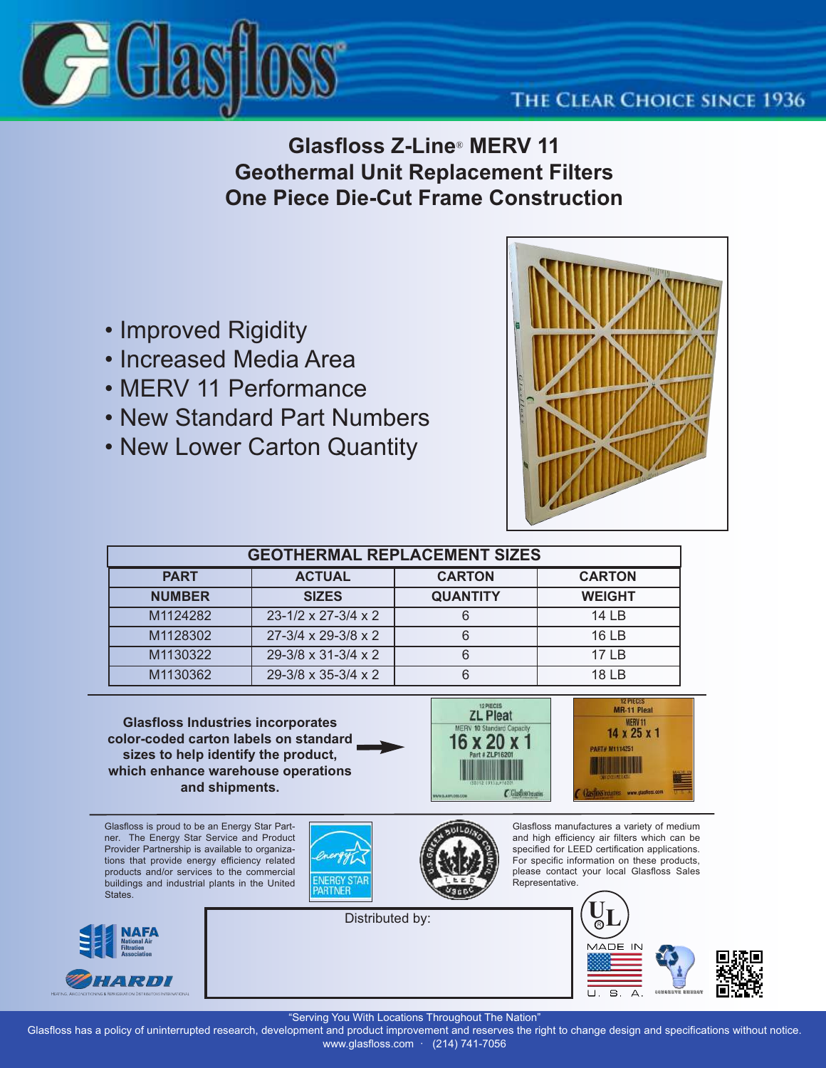# Glasfloss

THE CLEAR CHOICE SINCE 1936

## Glasfloss Z-Line® MERV 11 Geothermal Unit Replacement Filters One Piece Die-Cut Frame Construction

- Improved Rigidity
- Increased Media Area
- MERV 11 Performance
- New Standard Part Numbers
- New Lower Carton Quantity

| GEOTHERMAL REPLACEMENT SIZES | | | |
|---|---|---|---|
| PART NUMBER | ACTUAL SIZES | CARTON QUANTITY | CARTON WEIGHT |
| M1124282 | 23-1/2 x 27-3/4 x 2 | 6 | 14 LB |
| M1128302 | 27-3/4 x 29-3/8 x 2 | 6 | 16 LB |
| M1130322 | 29-3/8 x 31-3/4 x 2 | 6 | 17 LB |
| M1130362 | 29-3/8 x 35-3/4 x 2 | 6 | 18 LB |

**Glasfloss Industries incorporates color-coded carton labels on standard sizes to help identify the product, which enhance warehouse operations and shipments.**

Glasfloss is proud to be an Energy Star Partner. The Energy Star Service and Product Provider Partnership is available to organizations that provide energy efficiency related products and/or services to the commercial buildings and industrial plants in the United States.

Glasfloss manufactures a variety of medium and high efficiency air filters which can be specified for LEED certification applications. For specific information on these products, please contact your local Glasfloss Sales Representative.

Distributed by:

MADE IN U. S. A.

"Serving You With Locations Throughout The Nation"

Glasfloss has a policy of uninterrupted research, development and product improvement and reserves the right to change design and specifications without notice.

www.glasfloss.com · (214) 741-7056